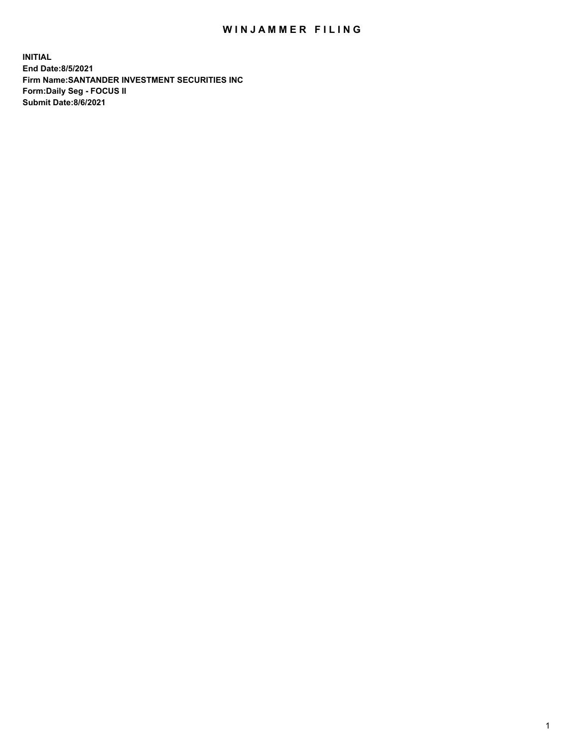# WINJAMMER FILING

**INITIAL**
**End Date:8/5/2021**
**Firm Name:SANTANDER INVESTMENT SECURITIES INC**
**Form:Daily Seg - FOCUS II**
**Submit Date:8/6/2021**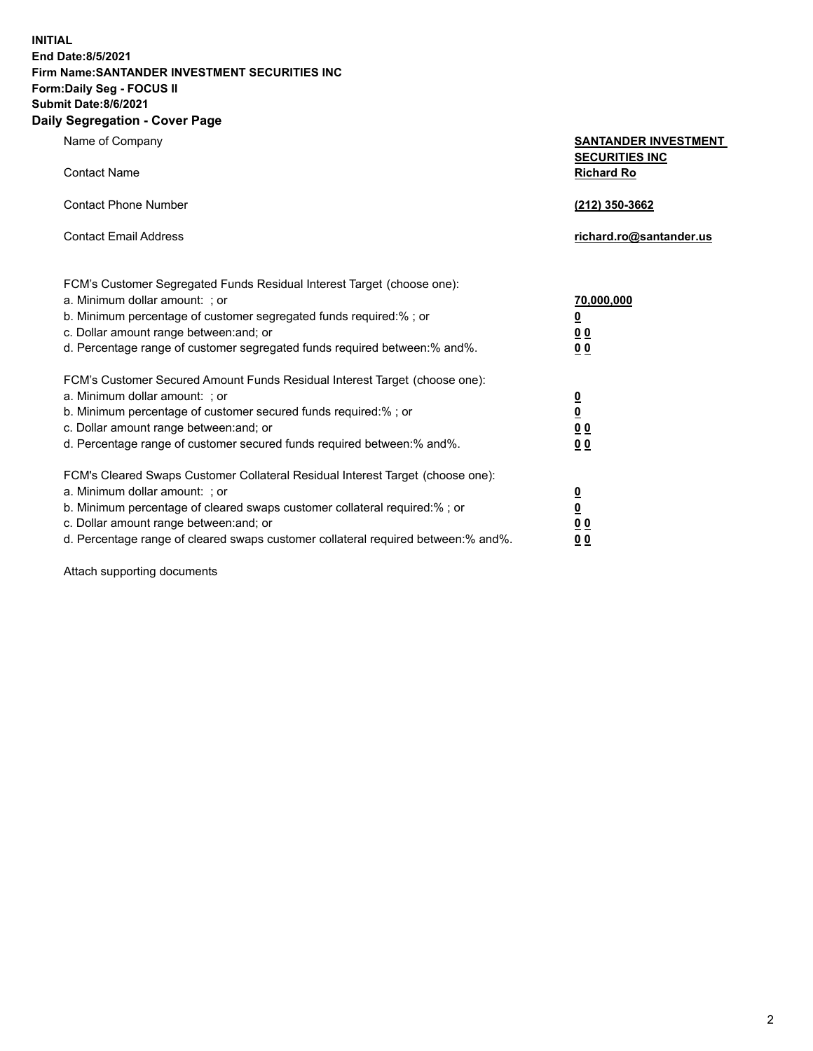**INITIAL**
**End Date:8/5/2021**
**Firm Name:SANTANDER INVESTMENT SECURITIES INC**
**Form:Daily Seg - FOCUS II**
**Submit Date:8/6/2021**

## Daily Segregation - Cover Page

| | |
|---|---|
| Name of Company | **SANTANDER INVESTMENT SECURITIES INC** |
| Contact Name | **Richard Ro** |
| Contact Phone Number | **(212) 350-3662** |
| Contact Email Address | **richard.ro@santander.us** |

FCM's Customer Segregated Funds Residual Interest Target (choose one):

| | |
|---|---|
| a. Minimum dollar amount: ; or | **70,000,000** |
| b. Minimum percentage of customer segregated funds required:% ; or | **0** |
| c. Dollar amount range between:and; or | **0 0** |
| d. Percentage range of customer segregated funds required between:% and%. | **0 0** |

FCM's Customer Secured Amount Funds Residual Interest Target (choose one):

| | |
|---|---|
| a. Minimum dollar amount: ; or | **0** |
| b. Minimum percentage of customer secured funds required:% ; or | **0** |
| c. Dollar amount range between:and; or | **0 0** |
| d. Percentage range of customer secured funds required between:% and%. | **0 0** |

FCM's Cleared Swaps Customer Collateral Residual Interest Target (choose one):

| | |
|---|---|
| a. Minimum dollar amount: ; or | **0** |
| b. Minimum percentage of cleared swaps customer collateral required:% ; or | **0** |
| c. Dollar amount range between:and; or | **0 0** |
| d. Percentage range of cleared swaps customer collateral required between:% and%. | **0 0** |

Attach supporting documents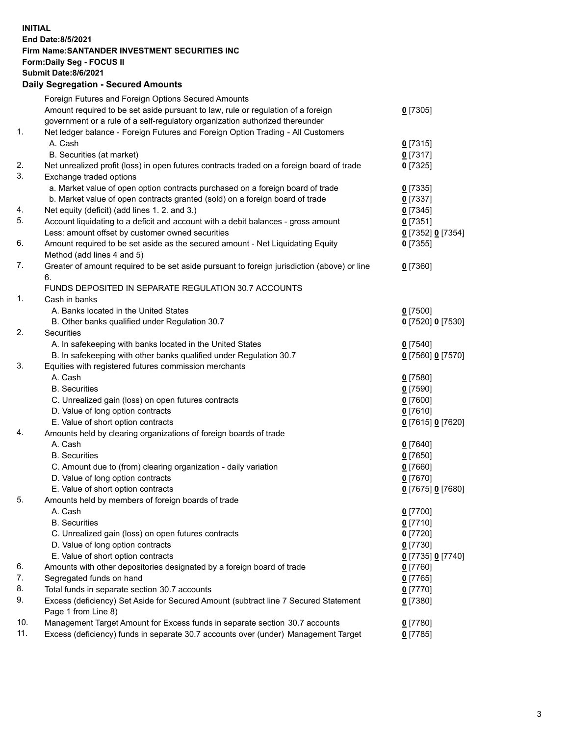**INITIAL**
**End Date:8/5/2021**
**Firm Name:SANTANDER INVESTMENT SECURITIES INC**
**Form:Daily Seg - FOCUS II**
**Submit Date:8/6/2021**

## Daily Segregation - Secured Amounts

| | | |
|---|---|---|
| | Foreign Futures and Foreign Options Secured Amounts | |
| | Amount required to be set aside pursuant to law, rule or regulation of a foreign government or a rule of a self-regulatory organization authorized thereunder | 0 [7305] |
| 1. | Net ledger balance - Foreign Futures and Foreign Option Trading - All Customers | |
| | A. Cash | 0 [7315] |
| | B. Securities (at market) | 0 [7317] |
| 2. | Net unrealized profit (loss) in open futures contracts traded on a foreign board of trade | 0 [7325] |
| 3. | Exchange traded options | |
| | a. Market value of open option contracts purchased on a foreign board of trade | 0 [7335] |
| | b. Market value of open contracts granted (sold) on a foreign board of trade | 0 [7337] |
| 4. | Net equity (deficit) (add lines 1. 2. and 3.) | 0 [7345] |
| 5. | Account liquidating to a deficit and account with a debit balances - gross amount | 0 [7351] |
| | Less: amount offset by customer owned securities | 0 [7352] 0 [7354] |
| 6. | Amount required to be set aside as the secured amount - Net Liquidating Equity Method (add lines 4 and 5) | 0 [7355] |
| 7. | Greater of amount required to be set aside pursuant to foreign jurisdiction (above) or line 6. | 0 [7360] |
| | FUNDS DEPOSITED IN SEPARATE REGULATION 30.7 ACCOUNTS | |
| 1. | Cash in banks | |
| | A. Banks located in the United States | 0 [7500] |
| | B. Other banks qualified under Regulation 30.7 | 0 [7520] 0 [7530] |
| 2. | Securities | |
| | A. In safekeeping with banks located in the United States | 0 [7540] |
| | B. In safekeeping with other banks qualified under Regulation 30.7 | 0 [7560] 0 [7570] |
| 3. | Equities with registered futures commission merchants | |
| | A. Cash | 0 [7580] |
| | B. Securities | 0 [7590] |
| | C. Unrealized gain (loss) on open futures contracts | 0 [7600] |
| | D. Value of long option contracts | 0 [7610] |
| | E. Value of short option contracts | 0 [7615] 0 [7620] |
| 4. | Amounts held by clearing organizations of foreign boards of trade | |
| | A. Cash | 0 [7640] |
| | B. Securities | 0 [7650] |
| | C. Amount due to (from) clearing organization - daily variation | 0 [7660] |
| | D. Value of long option contracts | 0 [7670] |
| | E. Value of short option contracts | 0 [7675] 0 [7680] |
| 5. | Amounts held by members of foreign boards of trade | |
| | A. Cash | 0 [7700] |
| | B. Securities | 0 [7710] |
| | C. Unrealized gain (loss) on open futures contracts | 0 [7720] |
| | D. Value of long option contracts | 0 [7730] |
| | E. Value of short option contracts | 0 [7735] 0 [7740] |
| 6. | Amounts with other depositories designated by a foreign board of trade | 0 [7760] |
| 7. | Segregated funds on hand | 0 [7765] |
| 8. | Total funds in separate section 30.7 accounts | 0 [7770] |
| 9. | Excess (deficiency) Set Aside for Secured Amount (subtract line 7 Secured Statement Page 1 from Line 8) | 0 [7380] |
| 10. | Management Target Amount for Excess funds in separate section 30.7 accounts | 0 [7780] |
| 11. | Excess (deficiency) funds in separate 30.7 accounts over (under) Management Target | 0 [7785] |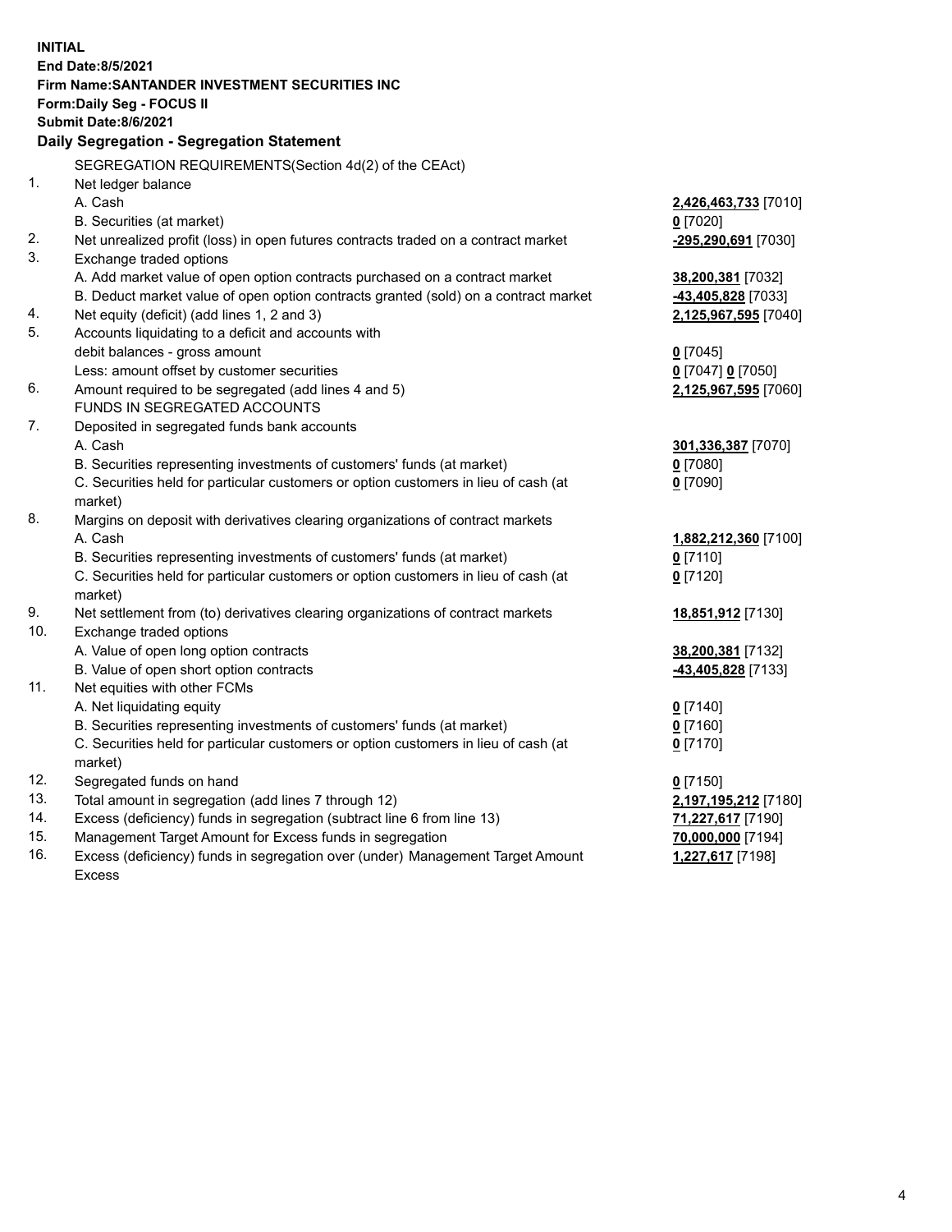**INITIAL**
**End Date:8/5/2021**
**Firm Name:SANTANDER INVESTMENT SECURITIES INC**
**Form:Daily Seg - FOCUS II**
**Submit Date:8/6/2021**

## Daily Segregation - Segregation Statement

| | | |
|---|---|---|
| | SEGREGATION REQUIREMENTS(Section 4d(2) of the CEAct) | |
| 1. | Net ledger balance | |
| | A. Cash | **2,426,463,733** [7010] |
| | B. Securities (at market) | **0** [7020] |
| 2. | Net unrealized profit (loss) in open futures contracts traded on a contract market | **-295,290,691** [7030] |
| 3. | Exchange traded options | |
| | A. Add market value of open option contracts purchased on a contract market | **38,200,381** [7032] |
| | B. Deduct market value of open option contracts granted (sold) on a contract market | **-43,405,828** [7033] |
| 4. | Net equity (deficit) (add lines 1, 2 and 3) | **2,125,967,595** [7040] |
| 5. | Accounts liquidating to a deficit and accounts with debit balances - gross amount | **0** [7045] |
| | Less: amount offset by customer securities | **0** [7047] **0** [7050] |
| 6. | Amount required to be segregated (add lines 4 and 5) | **2,125,967,595** [7060] |
| | FUNDS IN SEGREGATED ACCOUNTS | |
| 7. | Deposited in segregated funds bank accounts | |
| | A. Cash | **301,336,387** [7070] |
| | B. Securities representing investments of customers' funds (at market) | **0** [7080] |
| | C. Securities held for particular customers or option customers in lieu of cash (at market) | **0** [7090] |
| 8. | Margins on deposit with derivatives clearing organizations of contract markets | |
| | A. Cash | **1,882,212,360** [7100] |
| | B. Securities representing investments of customers' funds (at market) | **0** [7110] |
| | C. Securities held for particular customers or option customers in lieu of cash (at market) | **0** [7120] |
| 9. | Net settlement from (to) derivatives clearing organizations of contract markets | **18,851,912** [7130] |
| 10. | Exchange traded options | |
| | A. Value of open long option contracts | **38,200,381** [7132] |
| | B. Value of open short option contracts | **-43,405,828** [7133] |
| 11. | Net equities with other FCMs | |
| | A. Net liquidating equity | **0** [7140] |
| | B. Securities representing investments of customers' funds (at market) | **0** [7160] |
| | C. Securities held for particular customers or option customers in lieu of cash (at market) | **0** [7170] |
| 12. | Segregated funds on hand | **0** [7150] |
| 13. | Total amount in segregation (add lines 7 through 12) | **2,197,195,212** [7180] |
| 14. | Excess (deficiency) funds in segregation (subtract line 6 from line 13) | **71,227,617** [7190] |
| 15. | Management Target Amount for Excess funds in segregation | **70,000,000** [7194] |
| 16. | Excess (deficiency) funds in segregation over (under) Management Target Amount Excess | **1,227,617** [7198] |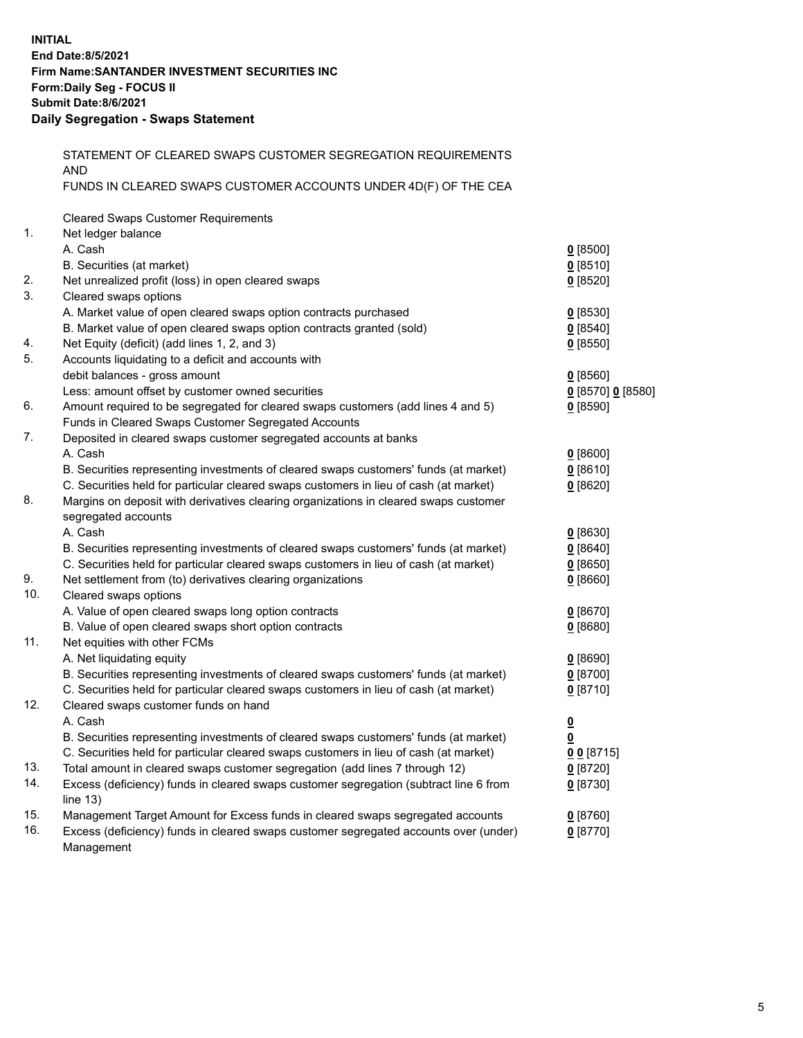**INITIAL**
**End Date:8/5/2021**
**Firm Name:SANTANDER INVESTMENT SECURITIES INC**
**Form:Daily Seg - FOCUS II**
**Submit Date:8/6/2021**
**Daily Segregation - Swaps Statement**

STATEMENT OF CLEARED SWAPS CUSTOMER SEGREGATION REQUIREMENTS AND FUNDS IN CLEARED SWAPS CUSTOMER ACCOUNTS UNDER 4D(F) OF THE CEA

| | | |
|---|---|---|
| | Cleared Swaps Customer Requirements | |
| 1. | Net ledger balance | |
| | A. Cash | 0 [8500] |
| | B. Securities (at market) | 0 [8510] |
| 2. | Net unrealized profit (loss) in open cleared swaps | 0 [8520] |
| 3. | Cleared swaps options | |
| | A. Market value of open cleared swaps option contracts purchased | 0 [8530] |
| | B. Market value of open cleared swaps option contracts granted (sold) | 0 [8540] |
| 4. | Net Equity (deficit) (add lines 1, 2, and 3) | 0 [8550] |
| 5. | Accounts liquidating to a deficit and accounts with debit balances - gross amount | 0 [8560] |
| | Less: amount offset by customer owned securities | 0 [8570] 0 [8580] |
| 6. | Amount required to be segregated for cleared swaps customers (add lines 4 and 5) | 0 [8590] |
| | Funds in Cleared Swaps Customer Segregated Accounts | |
| 7. | Deposited in cleared swaps customer segregated accounts at banks | |
| | A. Cash | 0 [8600] |
| | B. Securities representing investments of cleared swaps customers' funds (at market) | 0 [8610] |
| | C. Securities held for particular cleared swaps customers in lieu of cash (at market) | 0 [8620] |
| 8. | Margins on deposit with derivatives clearing organizations in cleared swaps customer segregated accounts | |
| | A. Cash | 0 [8630] |
| | B. Securities representing investments of cleared swaps customers' funds (at market) | 0 [8640] |
| | C. Securities held for particular cleared swaps customers in lieu of cash (at market) | 0 [8650] |
| 9. | Net settlement from (to) derivatives clearing organizations | 0 [8660] |
| 10. | Cleared swaps options | |
| | A. Value of open cleared swaps long option contracts | 0 [8670] |
| | B. Value of open cleared swaps short option contracts | 0 [8680] |
| 11. | Net equities with other FCMs | |
| | A. Net liquidating equity | 0 [8690] |
| | B. Securities representing investments of cleared swaps customers' funds (at market) | 0 [8700] |
| | C. Securities held for particular cleared swaps customers in lieu of cash (at market) | 0 [8710] |
| 12. | Cleared swaps customer funds on hand | |
| | A. Cash | 0 |
| | B. Securities representing investments of cleared swaps customers' funds (at market) | 0 |
| | C. Securities held for particular cleared swaps customers in lieu of cash (at market) | 0 0 [8715] |
| 13. | Total amount in cleared swaps customer segregation (add lines 7 through 12) | 0 [8720] |
| 14. | Excess (deficiency) funds in cleared swaps customer segregation (subtract line 6 from line 13) | 0 [8730] |
| 15. | Management Target Amount for Excess funds in cleared swaps segregated accounts | 0 [8760] |
| 16. | Excess (deficiency) funds in cleared swaps customer segregated accounts over (under) Management | 0 [8770] |